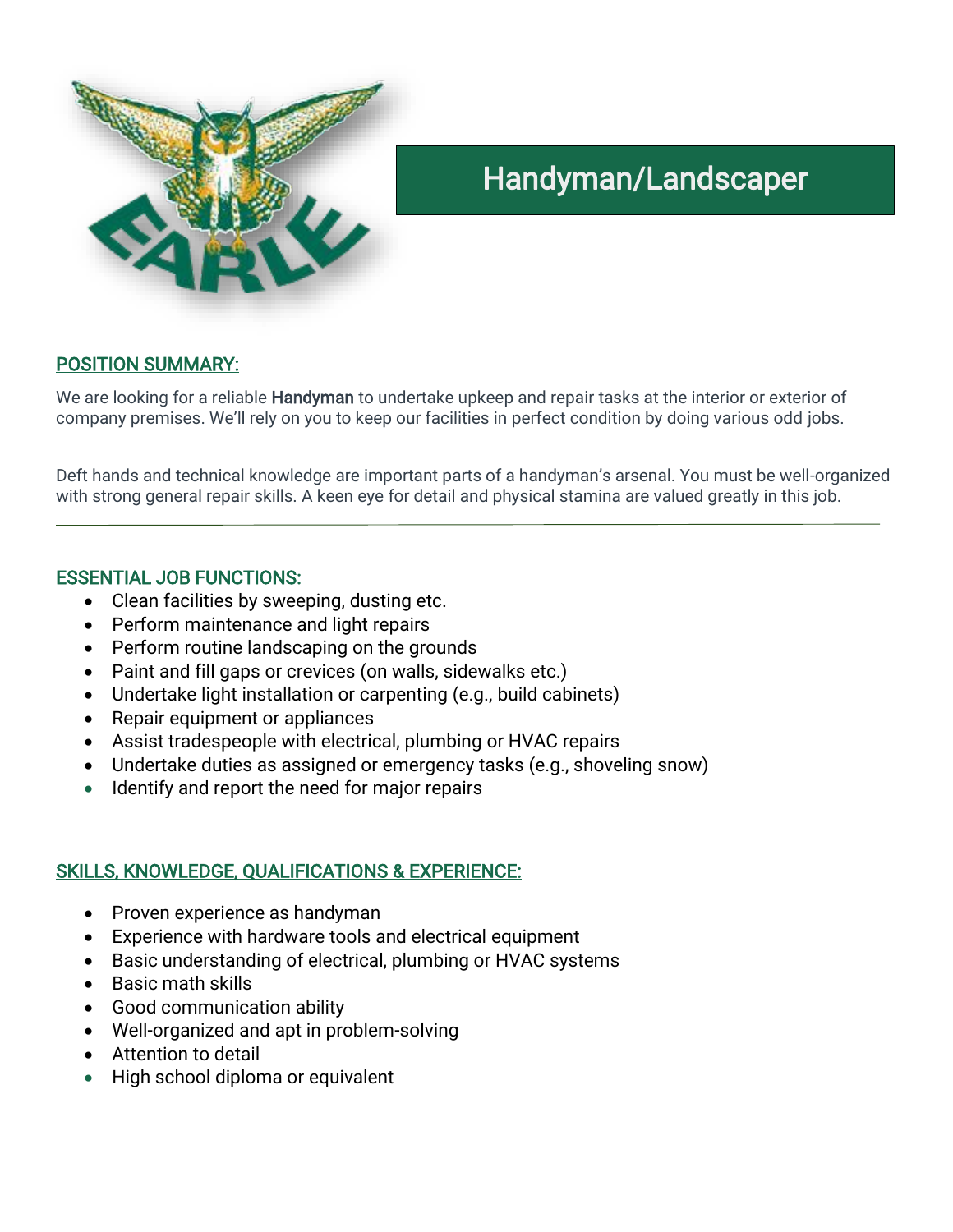# Handyman/Landscaper

## POSITION SUMMARY:

We are looking for a reliable **Handyman** to undertake upkeep and repair tasks at the interior or exterior of company premises. We'll rely on you to keep our facilities in perfect condition by doing various odd jobs.

Deft hands and technical knowledge are important parts of a handyman's arsenal. You must be well-organized with strong general repair skills. A keen eye for detail and physical stamina are valued greatly in this job.

---

## ESSENTIAL JOB FUNCTIONS:

- Clean facilities by sweeping, dusting etc.
- Perform maintenance and light repairs
- Perform routine landscaping on the grounds
- Paint and fill gaps or crevices (on walls, sidewalks etc.)
- Undertake light installation or carpenting (e.g., build cabinets)
- Repair equipment or appliances
- Assist tradespeople with electrical, plumbing or HVAC repairs
- Undertake duties as assigned or emergency tasks (e.g., shoveling snow)
- Identify and report the need for major repairs

## SKILLS, KNOWLEDGE, QUALIFICATIONS & EXPERIENCE:

- Proven experience as handyman
- Experience with hardware tools and electrical equipment
- Basic understanding of electrical, plumbing or HVAC systems
- Basic math skills
- Good communication ability
- Well-organized and apt in problem-solving
- Attention to detail
- High school diploma or equivalent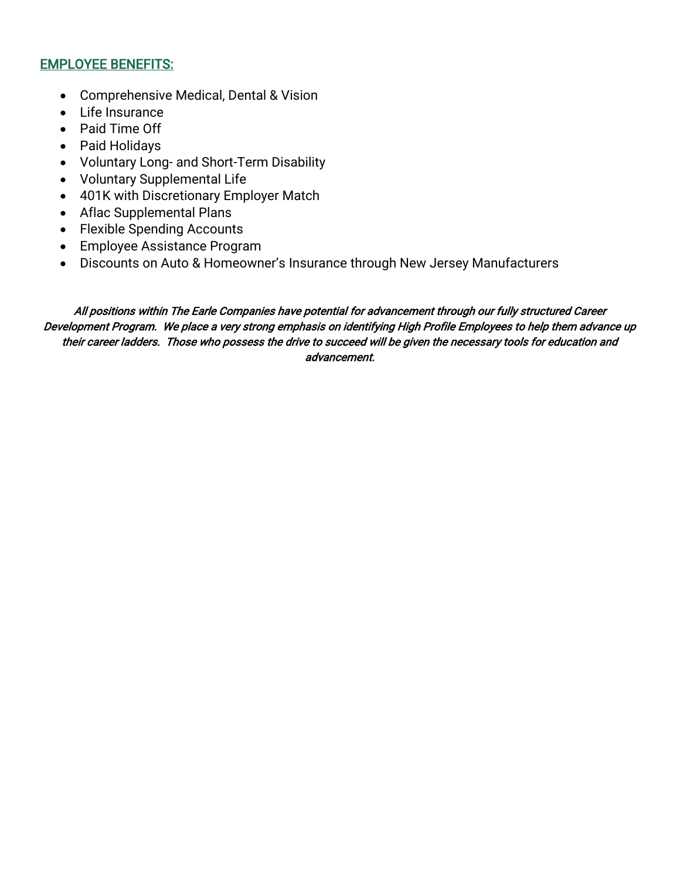## EMPLOYEE BENEFITS:

- Comprehensive Medical, Dental & Vision
- Life Insurance
- Paid Time Off
- Paid Holidays
- Voluntary Long- and Short-Term Disability
- Voluntary Supplemental Life
- 401K with Discretionary Employer Match
- Aflac Supplemental Plans
- Flexible Spending Accounts
- Employee Assistance Program
- Discounts on Auto & Homeowner's Insurance through New Jersey Manufacturers

*All positions within The Earle Companies have potential for advancement through our fully structured Career Development Program. We place a very strong emphasis on identifying High Profile Employees to help them advance up their career ladders. Those who possess the drive to succeed will be given the necessary tools for education and advancement.*